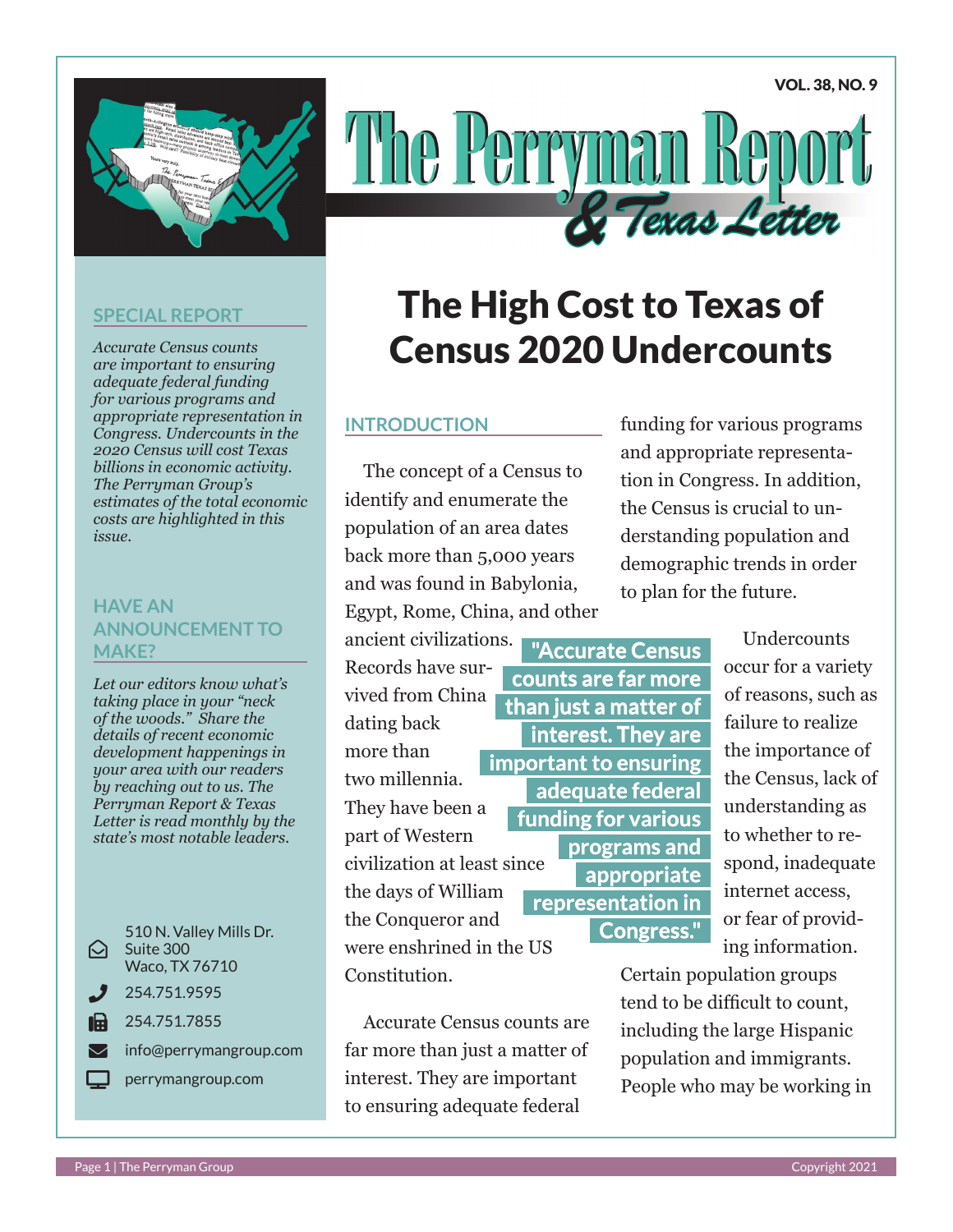# The Perryman Report & Texas Letter

# The High Cost to Texas of Census 2020 Undercounts

## SPECIAL REPORT

*Accurate Census counts are important to ensuring adequate federal funding for various programs and appropriate representation in Congress. Undercounts in the 2020 Census will cost Texas billions in economic activity. The Perryman Group's estimates of the total economic costs are highlighted in this issue.*

## HAVE AN ANNOUNCEMENT TO MAKE?

*Let our editors know what's taking place in your "neck of the woods." Share the details of recent economic development happenings in your area with our readers by reaching out to us. The Perryman Report & Texas Letter is read monthly by the state's most notable leaders.*

510 N. Valley Mills Dr.
Suite 300
Waco, TX 76710

254.751.9595

254.751.7855

info@perrymangroup.com

perrymangroup.com

## INTRODUCTION

The concept of a Census to identify and enumerate the population of an area dates back more than 5,000 years and was found in Babylonia, Egypt, Rome, China, and other ancient civilizations. Records have survived from China dating back more than two millennia. They have been a part of Western civilization at least since the days of William the Conqueror and were enshrined in the US Constitution.

Accurate Census counts are far more than just a matter of interest. They are important to ensuring adequate federal funding for various programs and appropriate representation in Congress. In addition, the Census is crucial to understanding population and demographic trends in order to plan for the future.

> "Accurate Census counts are far more than just a matter of interest. They are important to ensuring adequate federal funding for various programs and appropriate representation in Congress."

Undercounts occur for a variety of reasons, such as failure to realize the importance of the Census, lack of understanding as to whether to respond, inadequate internet access, or fear of providing information. Certain population groups tend to be difficult to count, including the large Hispanic population and immigrants. People who may be working in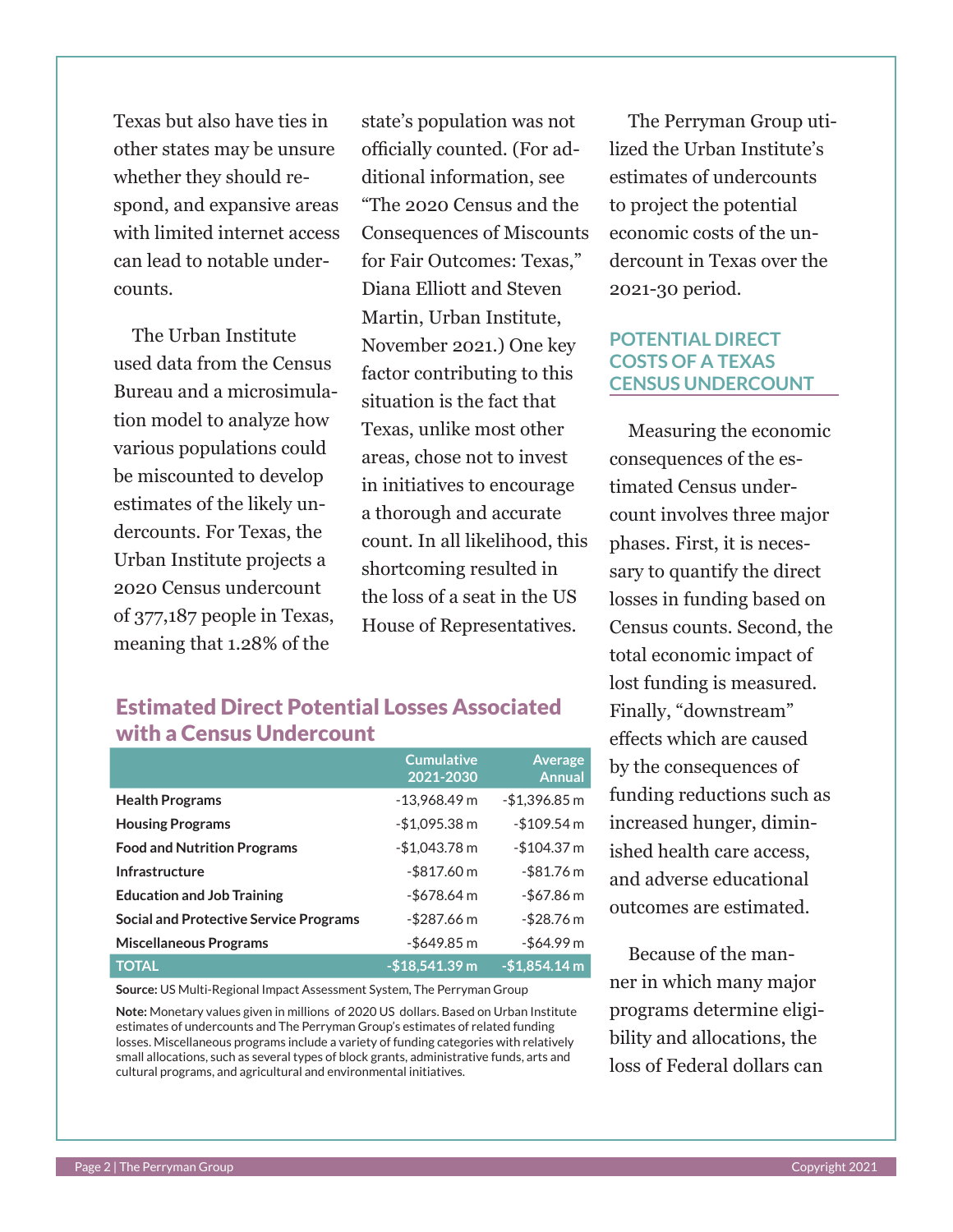Texas but also have ties in other states may be unsure whether they should respond, and expansive areas with limited internet access can lead to notable undercounts.

The Urban Institute used data from the Census Bureau and a microsimulation model to analyze how various populations could be miscounted to develop estimates of the likely undercounts. For Texas, the Urban Institute projects a 2020 Census undercount of 377,187 people in Texas, meaning that 1.28% of the state's population was not officially counted. (For additional information, see "The 2020 Census and the Consequences of Miscounts for Fair Outcomes: Texas," Diana Elliott and Steven Martin, Urban Institute, November 2021.) One key factor contributing to this situation is the fact that Texas, unlike most other areas, chose not to invest in initiatives to encourage a thorough and accurate count. In all likelihood, this shortcoming resulted in the loss of a seat in the US House of Representatives.

### Estimated Direct Potential Losses Associated with a Census Undercount

| | Cumulative 2021-2030 | Average Annual |
|---|---|---|
| **Health Programs** | -13,968.49 m | -$1,396.85 m |
| **Housing Programs** | -$1,095.38 m | -$109.54 m |
| **Food and Nutrition Programs** | -$1,043.78 m | -$104.37 m |
| **Infrastructure** | -$817.60 m | -$81.76 m |
| **Education and Job Training** | -$678.64 m | -$67.86 m |
| **Social and Protective Service Programs** | -$287.66 m | -$28.76 m |
| **Miscellaneous Programs** | -$649.85 m | -$64.99 m |
| **TOTAL** | **-$18,541.39 m** | **-$1,854.14 m** |

**Source:** US Multi-Regional Impact Assessment System, The Perryman Group

**Note:** Monetary values given in millions of 2020 US dollars. Based on Urban Institute estimates of undercounts and The Perryman Group's estimates of related funding losses. Miscellaneous programs include a variety of funding categories with relatively small allocations, such as several types of block grants, administrative funds, arts and cultural programs, and agricultural and environmental initiatives.

The Perryman Group utilized the Urban Institute's estimates of undercounts to project the potential economic costs of the undercount in Texas over the 2021-30 period.

## POTENTIAL DIRECT COSTS OF A TEXAS CENSUS UNDERCOUNT

Measuring the economic consequences of the estimated Census undercount involves three major phases. First, it is necessary to quantify the direct losses in funding based on Census counts. Second, the total economic impact of lost funding is measured. Finally, "downstream" effects which are caused by the consequences of funding reductions such as increased hunger, diminished health care access, and adverse educational outcomes are estimated.

Because of the manner in which many major programs determine eligibility and allocations, the loss of Federal dollars can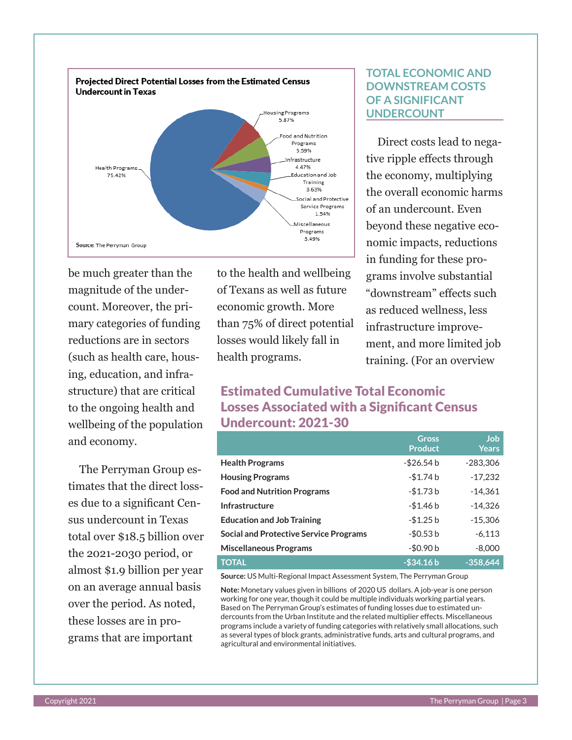**Projected Direct Potential Losses from the Estimated Census Undercount in Texas**

| Category | Share |
|---|---|
| Health Programs | 75.42% |
| Housing Programs | 5.87% |
| Food and Nutrition Programs | 5.59% |
| Infrastructure | 4.47% |
| Education and Job Training | 3.63% |
| Social and Protective Service Programs | 1.54% |
| Miscellaneous Programs | 3.49% |

Source: The Perryman Group

be much greater than the magnitude of the undercount. Moreover, the primary categories of funding reductions are in sectors (such as health care, housing, education, and infrastructure) that are critical to the ongoing health and wellbeing of the population and economy.

The Perryman Group estimates that the direct losses due to a significant Census undercount in Texas total over $18.5 billion over the 2021-2030 period, or almost $1.9 billion per year on an average annual basis over the period. As noted, these losses are in programs that are important to the health and wellbeing of Texans as well as future economic growth. More than 75% of direct potential losses would likely fall in health programs.

## TOTAL ECONOMIC AND DOWNSTREAM COSTS OF A SIGNIFICANT UNDERCOUNT

Direct costs lead to negative ripple effects through the economy, multiplying the overall economic harms of an undercount. Even beyond these negative economic impacts, reductions in funding for these programs involve substantial "downstream" effects such as reduced wellness, less infrastructure improvement, and more limited job training. (For an overview

## Estimated Cumulative Total Economic Losses Associated with a Significant Census Undercount: 2021-30

| | Gross Product | Job Years |
|---|---|---|
| **Health Programs** | -$26.54 b | -283,306 |
| **Housing Programs** | -$1.74 b | -17,232 |
| **Food and Nutrition Programs** | -$1.73 b | -14,361 |
| **Infrastructure** | -$1.46 b | -14,326 |
| **Education and Job Training** | -$1.25 b | -15,306 |
| **Social and Protective Service Programs** | -$0.53 b | -6,113 |
| **Miscellaneous Programs** | -$0.90 b | -8,000 |
| **TOTAL** | **-$34.16 b** | **-358,644** |

**Source:** US Multi-Regional Impact Assessment System, The Perryman Group

**Note:** Monetary values given in billions of 2020 US dollars. A job-year is one person working for one year, though it could be multiple individuals working partial years. Based on The Perryman Group's estimates of funding losses due to estimated undercounts from the Urban Institute and the related multiplier effects. Miscellaneous programs include a variety of funding categories with relatively small allocations, such as several types of block grants, administrative funds, arts and cultural programs, and agricultural and environmental initiatives.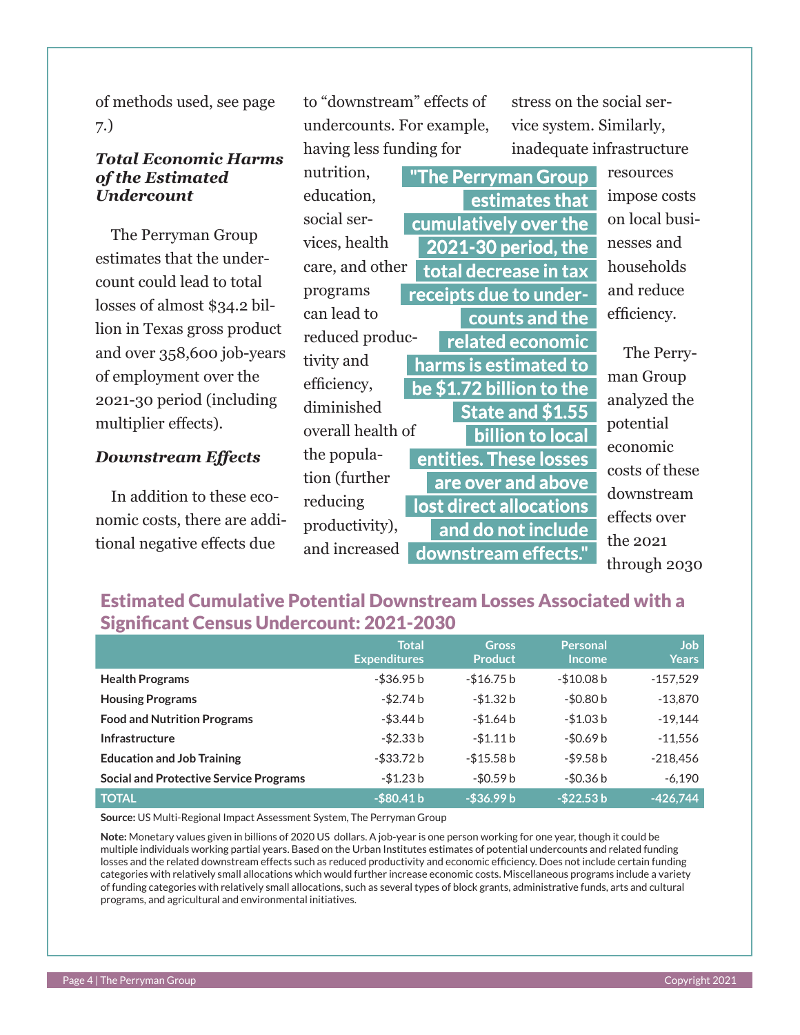of methods used, see page 7.)

### *Total Economic Harms of the Estimated Undercount*

The Perryman Group estimates that the undercount could lead to total losses of almost $34.2 billion in Texas gross product and over 358,600 job-years of employment over the 2021-30 period (including multiplier effects).

### *Downstream Effects*

In addition to these economic costs, there are additional negative effects due to "downstream" effects of undercounts. For example, having less funding for nutrition, education, social services, health care, and other programs can lead to reduced productivity and efficiency, diminished overall health of the population (further reducing productivity), and increased stress on the social service system. Similarly, inadequate infrastructure resources impose costs on local businesses and households and reduce efficiency.

> **"The Perryman Group estimates that cumulatively over the 2021-30 period, the total decrease in tax receipts due to undercounts and the related economic harms is estimated to be $1.72 billion to the State and $1.55 billion to local entities. These losses are over and above lost direct allocations and do not include downstream effects."**

The Perryman Group analyzed the potential economic costs of these downstream effects over the 2021 through 2030

## Estimated Cumulative Potential Downstream Losses Associated with a Significant Census Undercount: 2021-2030

| | Total Expenditures | Gross Product | Personal Income | Job Years |
|---|---|---|---|---|
| **Health Programs** | -$36.95 b | -$16.75 b | -$10.08 b | -157,529 |
| **Housing Programs** | -$2.74 b | -$1.32 b | -$0.80 b | -13,870 |
| **Food and Nutrition Programs** | -$3.44 b | -$1.64 b | -$1.03 b | -19,144 |
| **Infrastructure** | -$2.33 b | -$1.11 b | -$0.69 b | -11,556 |
| **Education and Job Training** | -$33.72 b | -$15.58 b | -$9.58 b | -218,456 |
| **Social and Protective Service Programs** | -$1.23 b | -$0.59 b | -$0.36 b | -6,190 |
| **TOTAL** | **-$80.41 b** | **-$36.99 b** | **-$22.53 b** | **-426,744** |

**Source:** US Multi-Regional Impact Assessment System, The Perryman Group

**Note:** Monetary values given in billions of 2020 US dollars. A job-year is one person working for one year, though it could be multiple individuals working partial years. Based on the Urban Institutes estimates of potential undercounts and related funding losses and the related downstream effects such as reduced productivity and economic efficiency. Does not include certain funding categories with relatively small allocations which would further increase economic costs. Miscellaneous programs include a variety of funding categories with relatively small allocations, such as several types of block grants, administrative funds, arts and cultural programs, and agricultural and environmental initiatives.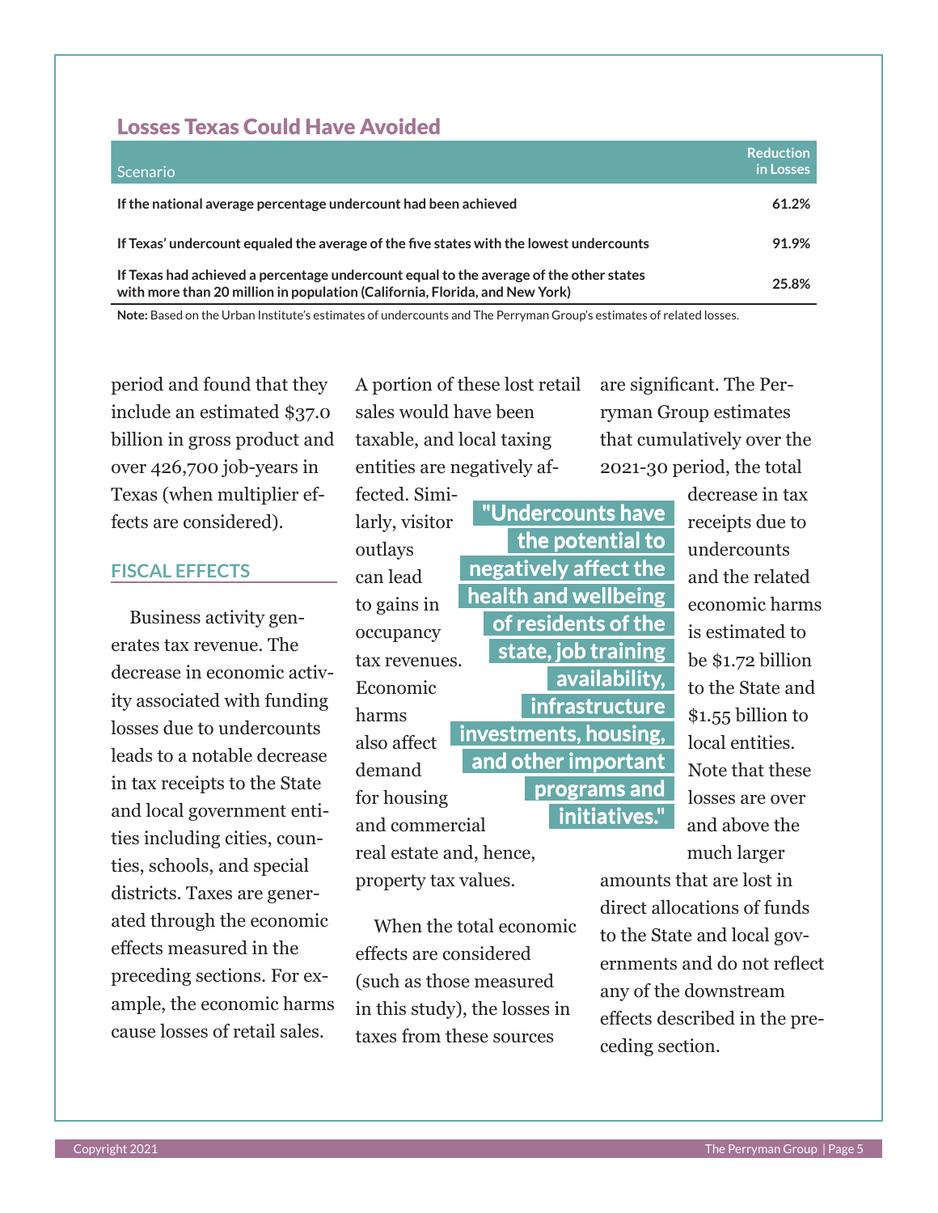## Losses Texas Could Have Avoided

| Scenario | Reduction in Losses |
|---|---|
| **If the national average percentage undercount had been achieved** | **61.2%** |
| **If Texas' undercount equaled the average of the five states with the lowest undercounts** | **91.9%** |
| **If Texas had achieved a percentage undercount equal to the average of the other states with more than 20 million in population (California, Florida, and New York)** | **25.8%** |

**Note:** Based on the Urban Institute's estimates of undercounts and The Perryman Group's estimates of related losses.

period and found that they include an estimated $37.0 billion in gross product and over 426,700 job-years in Texas (when multiplier effects are considered).

### FISCAL EFFECTS

Business activity generates tax revenue. The decrease in economic activity associated with funding losses due to undercounts leads to a notable decrease in tax receipts to the State and local government entities including cities, counties, schools, and special districts. Taxes are generated through the economic effects measured in the preceding sections. For example, the economic harms cause losses of retail sales. A portion of these lost retail sales would have been taxable, and local taxing entities are negatively affected. Similarly, visitor outlays can lead to gains in occupancy tax revenues. Economic harms also affect demand for housing and commercial real estate and, hence, property tax values.

When the total economic effects are considered (such as those measured in this study), the losses in taxes from these sources are significant. The Perryman Group estimates that cumulatively over the 2021-30 period, the total decrease in tax receipts due to undercounts and the related economic harms is estimated to be $1.72 billion to the State and $1.55 billion to local entities. Note that these losses are over and above the much larger amounts that are lost in direct allocations of funds to the State and local governments and do not reflect any of the downstream effects described in the preceding section.

> "Undercounts have the potential to negatively affect the health and wellbeing of residents of the state, job training availability, infrastructure investments, housing, and other important programs and initiatives."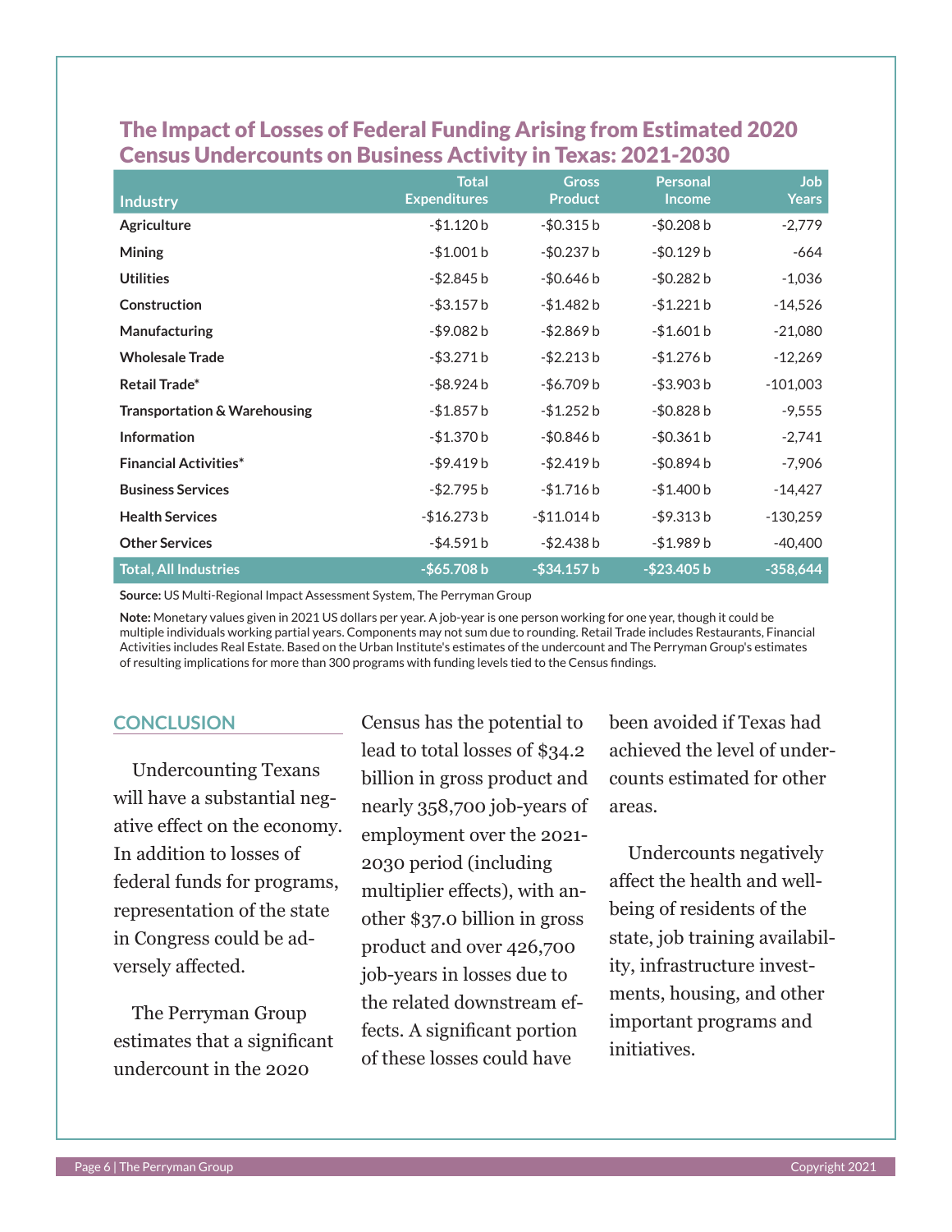## The Impact of Losses of Federal Funding Arising from Estimated 2020 Census Undercounts on Business Activity in Texas: 2021-2030

| Industry | Total Expenditures | Gross Product | Personal Income | Job Years |
|---|---|---|---|---|
| **Agriculture** | -$1.120 b | -$0.315 b | -$0.208 b | -2,779 |
| **Mining** | -$1.001 b | -$0.237 b | -$0.129 b | -664 |
| **Utilities** | -$2.845 b | -$0.646 b | -$0.282 b | -1,036 |
| **Construction** | -$3.157 b | -$1.482 b | -$1.221 b | -14,526 |
| **Manufacturing** | -$9.082 b | -$2.869 b | -$1.601 b | -21,080 |
| **Wholesale Trade** | -$3.271 b | -$2.213 b | -$1.276 b | -12,269 |
| **Retail Trade*** | -$8.924 b | -$6.709 b | -$3.903 b | -101,003 |
| **Transportation & Warehousing** | -$1.857 b | -$1.252 b | -$0.828 b | -9,555 |
| **Information** | -$1.370 b | -$0.846 b | -$0.361 b | -2,741 |
| **Financial Activities*** | -$9.419 b | -$2.419 b | -$0.894 b | -7,906 |
| **Business Services** | -$2.795 b | -$1.716 b | -$1.400 b | -14,427 |
| **Health Services** | -$16.273 b | -$11.014 b | -$9.313 b | -130,259 |
| **Other Services** | -$4.591 b | -$2.438 b | -$1.989 b | -40,400 |
| **Total, All Industries** | **-$65.708 b** | **-$34.157 b** | **-$23.405 b** | **-358,644** |

**Source:** US Multi-Regional Impact Assessment System, The Perryman Group

**Note:** Monetary values given in 2021 US dollars per year. A job-year is one person working for one year, though it could be multiple individuals working partial years. Components may not sum due to rounding. Retail Trade includes Restaurants, Financial Activities includes Real Estate. Based on the Urban Institute's estimates of the undercount and The Perryman Group's estimates of resulting implications for more than 300 programs with funding levels tied to the Census findings.

## CONCLUSION

Undercounting Texans will have a substantial negative effect on the economy. In addition to losses of federal funds for programs, representation of the state in Congress could be adversely affected.

The Perryman Group estimates that a significant undercount in the 2020 Census has the potential to lead to total losses of $34.2 billion in gross product and nearly 358,700 job-years of employment over the 2021-2030 period (including multiplier effects), with another $37.0 billion in gross product and over 426,700 job-years in losses due to the related downstream effects. A significant portion of these losses could have been avoided if Texas had achieved the level of undercounts estimated for other areas.

Undercounts negatively affect the health and well-being of residents of the state, job training availability, infrastructure investments, housing, and other important programs and initiatives.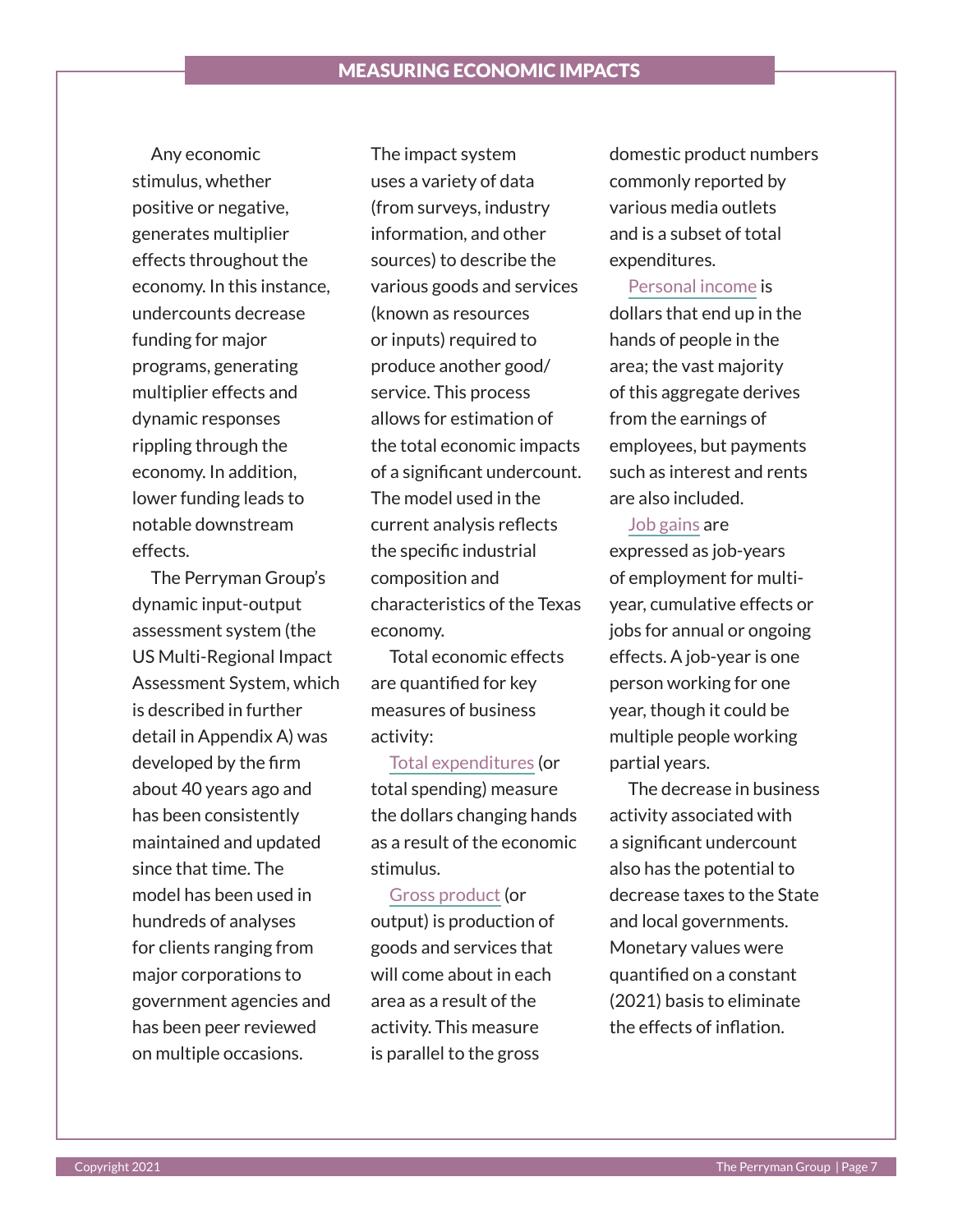# MEASURING ECONOMIC IMPACTS

Any economic stimulus, whether positive or negative, generates multiplier effects throughout the economy. In this instance, undercounts decrease funding for major programs, generating multiplier effects and dynamic responses rippling through the economy. In addition, lower funding leads to notable downstream effects.

The Perryman Group's dynamic input-output assessment system (the US Multi-Regional Impact Assessment System, which is described in further detail in Appendix A) was developed by the firm about 40 years ago and has been consistently maintained and updated since that time. The model has been used in hundreds of analyses for clients ranging from major corporations to government agencies and has been peer reviewed on multiple occasions.

The impact system uses a variety of data (from surveys, industry information, and other sources) to describe the various goods and services (known as resources or inputs) required to produce another good/service. This process allows for estimation of the total economic impacts of a significant undercount. The model used in the current analysis reflects the specific industrial composition and characteristics of the Texas economy.

Total economic effects are quantified for key measures of business activity:

Total expenditures (or total spending) measure the dollars changing hands as a result of the economic stimulus.

Gross product (or output) is production of goods and services that will come about in each area as a result of the activity. This measure is parallel to the gross domestic product numbers commonly reported by various media outlets and is a subset of total expenditures.

Personal income is dollars that end up in the hands of people in the area; the vast majority of this aggregate derives from the earnings of employees, but payments such as interest and rents are also included.

Job gains are expressed as job-years of employment for multi-year, cumulative effects or jobs for annual or ongoing effects. A job-year is one person working for one year, though it could be multiple people working partial years.

The decrease in business activity associated with a significant undercount also has the potential to decrease taxes to the State and local governments. Monetary values were quantified on a constant (2021) basis to eliminate the effects of inflation.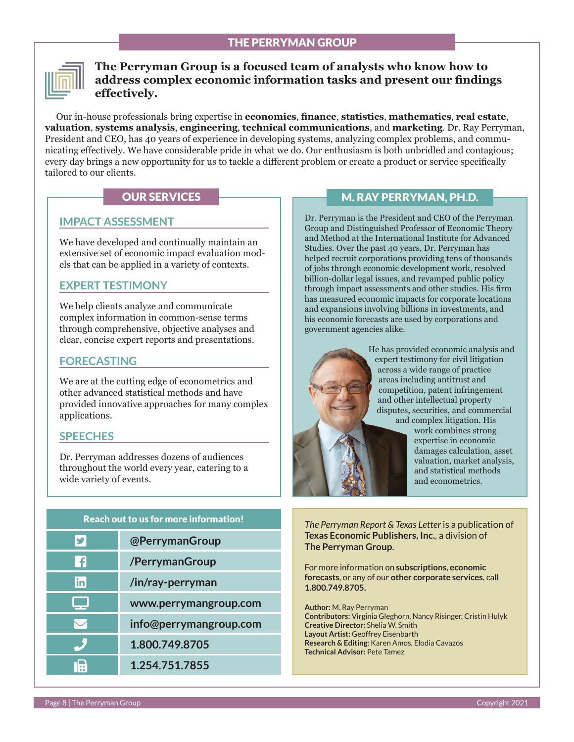# THE PERRYMAN GROUP

**The Perryman Group is a focused team of analysts who know how to address complex economic information tasks and present our findings effectively.**

Our in-house professionals bring expertise in **economics**, **finance**, **statistics**, **mathematics**, **real estate**, **valuation**, **systems analysis**, **engineering**, **technical communications**, and **marketing**. Dr. Ray Perryman, President and CEO, has 40 years of experience in developing systems, analyzing complex problems, and communicating effectively. We have considerable pride in what we do. Our enthusiasm is both unbridled and contagious; every day brings a new opportunity for us to tackle a different problem or create a product or service specifically tailored to our clients.

## OUR SERVICES

### IMPACT ASSESSMENT

We have developed and continually maintain an extensive set of economic impact evaluation models that can be applied in a variety of contexts.

### EXPERT TESTIMONY

We help clients analyze and communicate complex information in common-sense terms through comprehensive, objective analyses and clear, concise expert reports and presentations.

### FORECASTING

We are at the cutting edge of econometrics and other advanced statistical methods and have provided innovative approaches for many complex applications.

### SPEECHES

Dr. Perryman addresses dozens of audiences throughout the world every year, catering to a wide variety of events.

## M. RAY PERRYMAN, PH.D.

Dr. Perryman is the President and CEO of the Perryman Group and Distinguished Professor of Economic Theory and Method at the International Institute for Advanced Studies. Over the past 40 years, Dr. Perryman has helped recruit corporations providing tens of thousands of jobs through economic development work, resolved billion-dollar legal issues, and revamped public policy through impact assessments and other studies. His firm has measured economic impacts for corporate locations and expansions involving billions in investments, and his economic forecasts are used by corporations and government agencies alike.

He has provided economic analysis and expert testimony for civil litigation across a wide range of practice areas including antitrust and competition, patent infringement and other intellectual property disputes, securities, and commercial and complex litigation. His work combines strong expertise in economic damages calculation, asset valuation, market analysis, and statistical methods and econometrics.

## Reach out to us for more information!

- Twitter: @PerrymanGroup
- Facebook: /PerrymanGroup
- LinkedIn: /in/ray-perryman
- Web: www.perrymangroup.com
- Email: info@perrymangroup.com
- Phone: 1.800.749.8705
- Fax: 1.254.751.7855

*The Perryman Report & Texas Letter* is a publication of **Texas Economic Publishers, Inc.**, a division of **The Perryman Group**.

For more information on **subscriptions**, **economic forecasts**, or any of our **other corporate services**, call **1.800.749.8705**.

**Author:** M. Ray Perryman
**Contributors:** Virginia Gleghorn, Nancy Risinger, Cristin Hulyk
**Creative Director:** Shelia W. Smith
**Layout Artist:** Geoffrey Eisenbarth
**Research & Editing**: Karen Amos, Elodia Cavazos
**Technical Advisor:** Pete Tamez

Copyright 2021